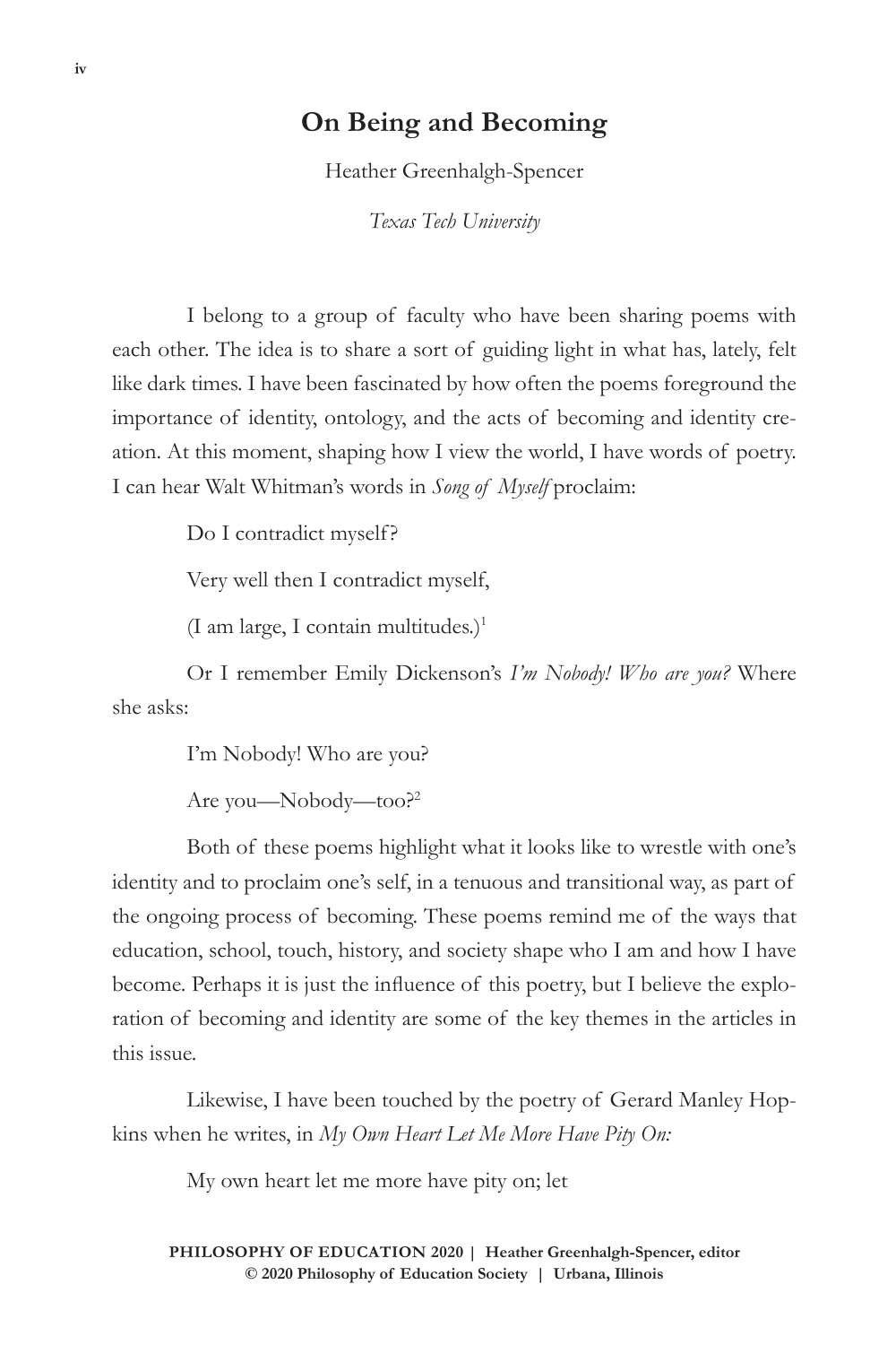# On Being and Becoming

Heather Greenhalgh-Spencer

*Texas Tech University*

I belong to a group of faculty who have been sharing poems with each other. The idea is to share a sort of guiding light in what has, lately, felt like dark times. I have been fascinated by how often the poems foreground the importance of identity, ontology, and the acts of becoming and identity creation. At this moment, shaping how I view the world, I have words of poetry. I can hear Walt Whitman's words in *Song of Myself* proclaim:

> Do I contradict myself?
>
> Very well then I contradict myself,
>
> (I am large, I contain multitudes.)[1]

Or I remember Emily Dickenson's *I'm Nobody! Who are you?* Where she asks:

> I'm Nobody! Who are you?
>
> Are you—Nobody—too?[2]

Both of these poems highlight what it looks like to wrestle with one's identity and to proclaim one's self, in a tenuous and transitional way, as part of the ongoing process of becoming. These poems remind me of the ways that education, school, touch, history, and society shape who I am and how I have become. Perhaps it is just the influence of this poetry, but I believe the exploration of becoming and identity are some of the key themes in the articles in this issue.

Likewise, I have been touched by the poetry of Gerard Manley Hopkins when he writes, in *My Own Heart Let Me More Have Pity On:*

> My own heart let me more have pity on; let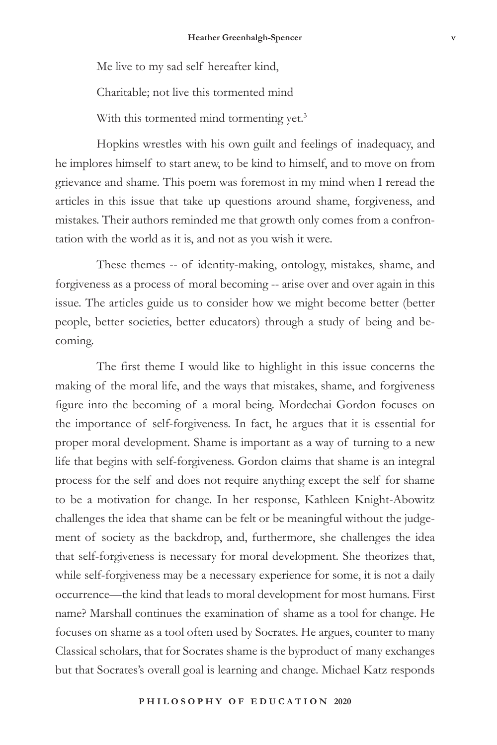Me live to my sad self hereafter kind,

Charitable; not live this tormented mind

With this tormented mind tormenting yet.[3]

Hopkins wrestles with his own guilt and feelings of inadequacy, and he implores himself to start anew, to be kind to himself, and to move on from grievance and shame. This poem was foremost in my mind when I reread the articles in this issue that take up questions around shame, forgiveness, and mistakes. Their authors reminded me that growth only comes from a confrontation with the world as it is, and not as you wish it were.

These themes -- of identity-making, ontology, mistakes, shame, and forgiveness as a process of moral becoming -- arise over and over again in this issue. The articles guide us to consider how we might become better (better people, better societies, better educators) through a study of being and becoming.

The first theme I would like to highlight in this issue concerns the making of the moral life, and the ways that mistakes, shame, and forgiveness figure into the becoming of a moral being. Mordechai Gordon focuses on the importance of self-forgiveness. In fact, he argues that it is essential for proper moral development. Shame is important as a way of turning to a new life that begins with self-forgiveness. Gordon claims that shame is an integral process for the self and does not require anything except the self for shame to be a motivation for change. In her response, Kathleen Knight-Abowitz challenges the idea that shame can be felt or be meaningful without the judgement of society as the backdrop, and, furthermore, she challenges the idea that self-forgiveness is necessary for moral development. She theorizes that, while self-forgiveness may be a necessary experience for some, it is not a daily occurrence—the kind that leads to moral development for most humans. First name? Marshall continues the examination of shame as a tool for change. He focuses on shame as a tool often used by Socrates. He argues, counter to many Classical scholars, that for Socrates shame is the byproduct of many exchanges but that Socrates's overall goal is learning and change. Michael Katz responds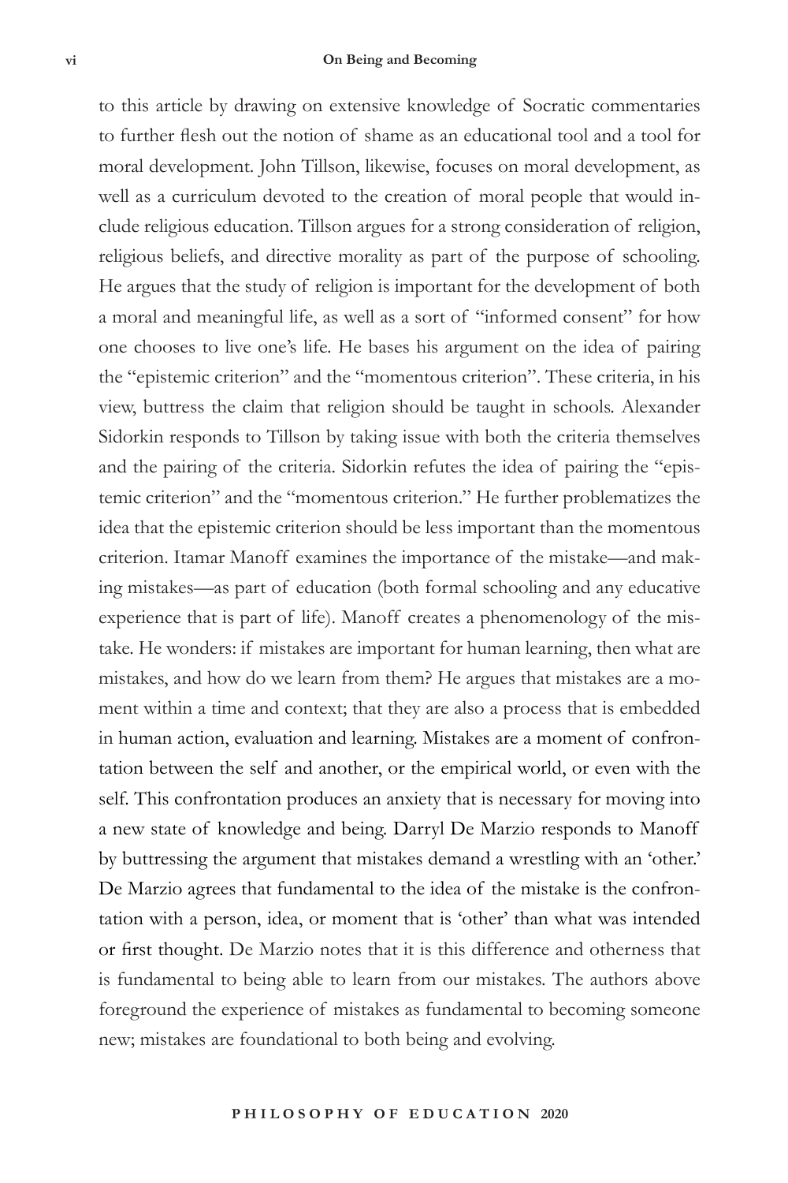to this article by drawing on extensive knowledge of Socratic commentaries to further flesh out the notion of shame as an educational tool and a tool for moral development. John Tillson, likewise, focuses on moral development, as well as a curriculum devoted to the creation of moral people that would include religious education. Tillson argues for a strong consideration of religion, religious beliefs, and directive morality as part of the purpose of schooling. He argues that the study of religion is important for the development of both a moral and meaningful life, as well as a sort of "informed consent" for how one chooses to live one's life. He bases his argument on the idea of pairing the "epistemic criterion" and the "momentous criterion". These criteria, in his view, buttress the claim that religion should be taught in schools. Alexander Sidorkin responds to Tillson by taking issue with both the criteria themselves and the pairing of the criteria. Sidorkin refutes the idea of pairing the "epistemic criterion" and the "momentous criterion." He further problematizes the idea that the epistemic criterion should be less important than the momentous criterion. Itamar Manoff examines the importance of the mistake—and making mistakes—as part of education (both formal schooling and any educative experience that is part of life). Manoff creates a phenomenology of the mistake. He wonders: if mistakes are important for human learning, then what are mistakes, and how do we learn from them? He argues that mistakes are a moment within a time and context; that they are also a process that is embedded in human action, evaluation and learning. Mistakes are a moment of confrontation between the self and another, or the empirical world, or even with the self. This confrontation produces an anxiety that is necessary for moving into a new state of knowledge and being. Darryl De Marzio responds to Manoff by buttressing the argument that mistakes demand a wrestling with an 'other.' De Marzio agrees that fundamental to the idea of the mistake is the confrontation with a person, idea, or moment that is 'other' than what was intended or first thought. De Marzio notes that it is this difference and otherness that is fundamental to being able to learn from our mistakes. The authors above foreground the experience of mistakes as fundamental to becoming someone new; mistakes are foundational to both being and evolving.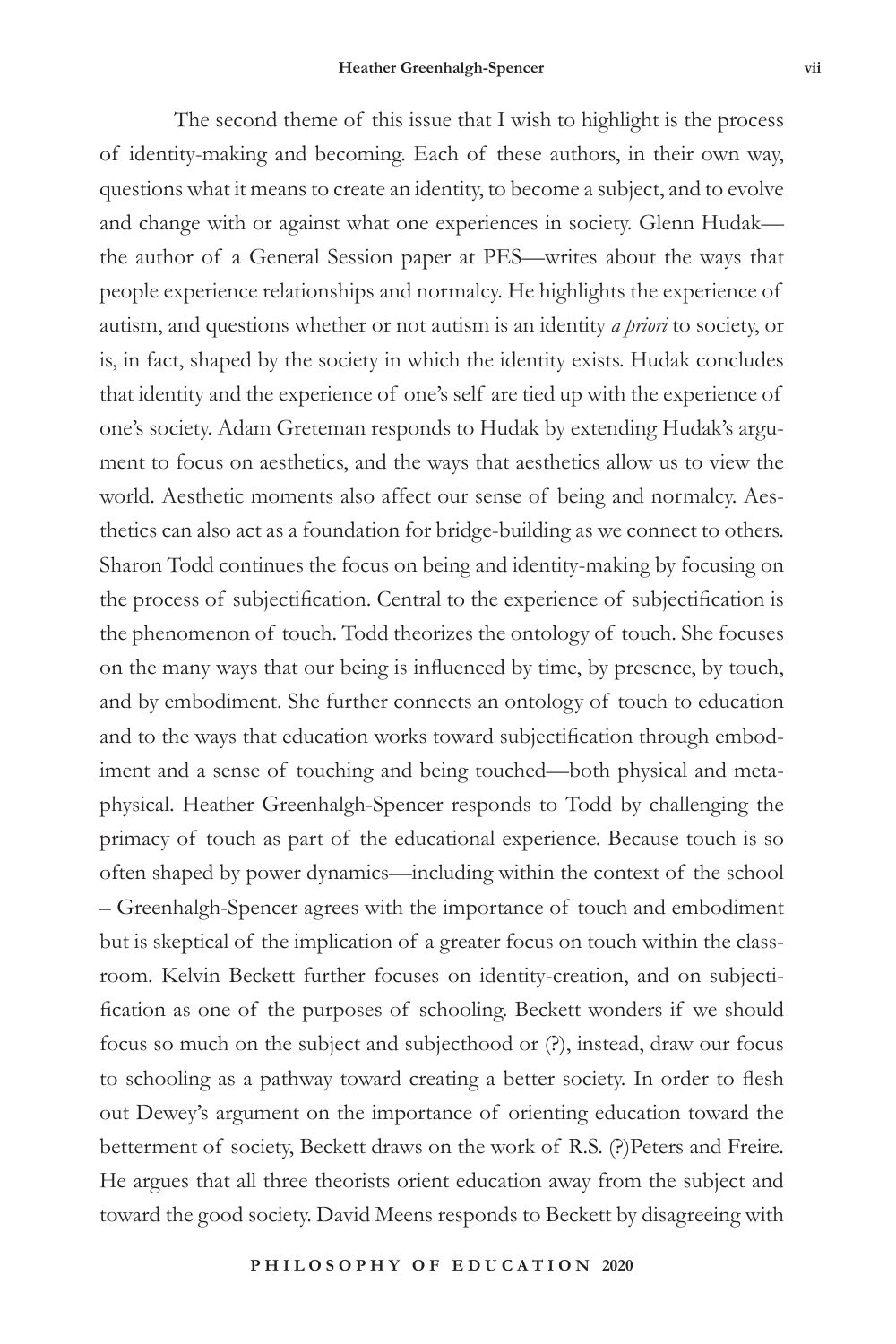The second theme of this issue that I wish to highlight is the process of identity-making and becoming. Each of these authors, in their own way, questions what it means to create an identity, to become a subject, and to evolve and change with or against what one experiences in society. Glenn Hudak—the author of a General Session paper at PES—writes about the ways that people experience relationships and normalcy. He highlights the experience of autism, and questions whether or not autism is an identity *a priori* to society, or is, in fact, shaped by the society in which the identity exists. Hudak concludes that identity and the experience of one's self are tied up with the experience of one's society. Adam Greteman responds to Hudak by extending Hudak's argument to focus on aesthetics, and the ways that aesthetics allow us to view the world. Aesthetic moments also affect our sense of being and normalcy. Aesthetics can also act as a foundation for bridge-building as we connect to others. Sharon Todd continues the focus on being and identity-making by focusing on the process of subjectification. Central to the experience of subjectification is the phenomenon of touch. Todd theorizes the ontology of touch. She focuses on the many ways that our being is influenced by time, by presence, by touch, and by embodiment. She further connects an ontology of touch to education and to the ways that education works toward subjectification through embodiment and a sense of touching and being touched—both physical and metaphysical. Heather Greenhalgh-Spencer responds to Todd by challenging the primacy of touch as part of the educational experience. Because touch is so often shaped by power dynamics—including within the context of the school – Greenhalgh-Spencer agrees with the importance of touch and embodiment but is skeptical of the implication of a greater focus on touch within the classroom. Kelvin Beckett further focuses on identity-creation, and on subjectification as one of the purposes of schooling. Beckett wonders if we should focus so much on the subject and subjecthood or (?), instead, draw our focus to schooling as a pathway toward creating a better society. In order to flesh out Dewey's argument on the importance of orienting education toward the betterment of society, Beckett draws on the work of R.S. (?)Peters and Freire. He argues that all three theorists orient education away from the subject and toward the good society. David Meens responds to Beckett by disagreeing with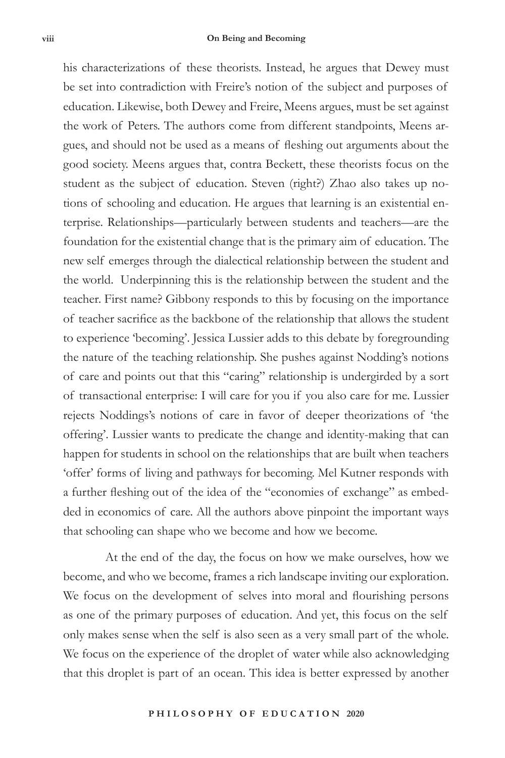his characterizations of these theorists. Instead, he argues that Dewey must be set into contradiction with Freire's notion of the subject and purposes of education. Likewise, both Dewey and Freire, Meens argues, must be set against the work of Peters. The authors come from different standpoints, Meens argues, and should not be used as a means of fleshing out arguments about the good society. Meens argues that, contra Beckett, these theorists focus on the student as the subject of education. Steven (right?) Zhao also takes up notions of schooling and education. He argues that learning is an existential enterprise. Relationships—particularly between students and teachers—are the foundation for the existential change that is the primary aim of education. The new self emerges through the dialectical relationship between the student and the world. Underpinning this is the relationship between the student and the teacher. First name? Gibbony responds to this by focusing on the importance of teacher sacrifice as the backbone of the relationship that allows the student to experience 'becoming'. Jessica Lussier adds to this debate by foregrounding the nature of the teaching relationship. She pushes against Nodding's notions of care and points out that this "caring" relationship is undergirded by a sort of transactional enterprise: I will care for you if you also care for me. Lussier rejects Noddings's notions of care in favor of deeper theorizations of 'the offering'. Lussier wants to predicate the change and identity-making that can happen for students in school on the relationships that are built when teachers 'offer' forms of living and pathways for becoming. Mel Kutner responds with a further fleshing out of the idea of the "economies of exchange" as embedded in economics of care. All the authors above pinpoint the important ways that schooling can shape who we become and how we become.

At the end of the day, the focus on how we make ourselves, how we become, and who we become, frames a rich landscape inviting our exploration. We focus on the development of selves into moral and flourishing persons as one of the primary purposes of education. And yet, this focus on the self only makes sense when the self is also seen as a very small part of the whole. We focus on the experience of the droplet of water while also acknowledging that this droplet is part of an ocean. This idea is better expressed by another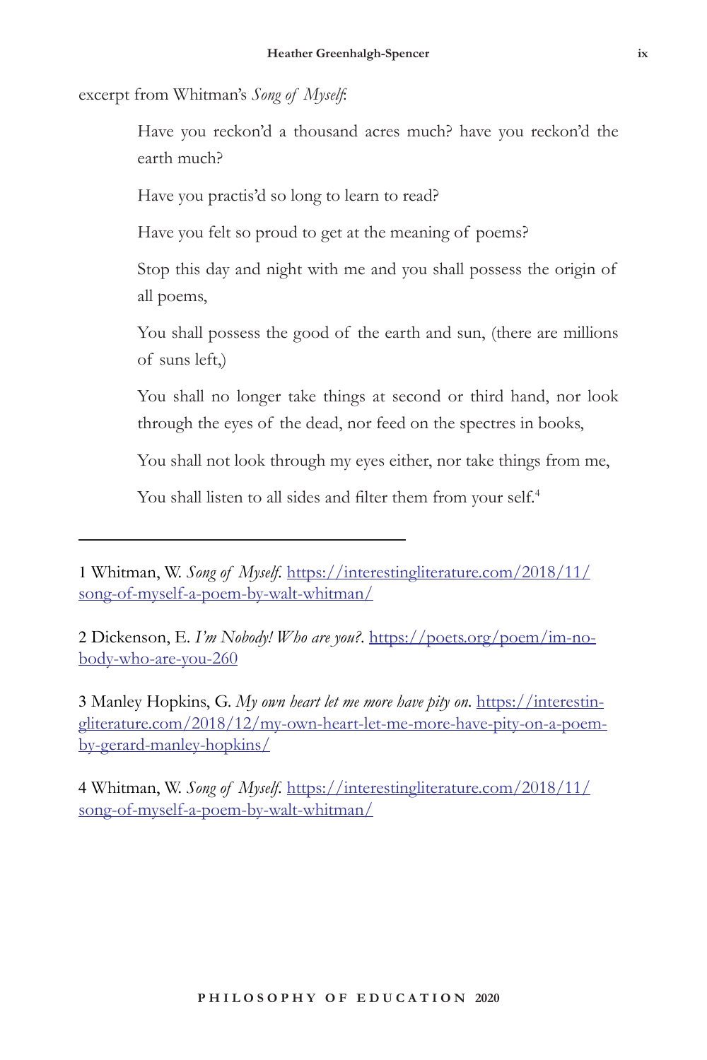excerpt from Whitman's *Song of Myself*:

> Have you reckon'd a thousand acres much? have you reckon'd the earth much?
>
> Have you practis'd so long to learn to read?
>
> Have you felt so proud to get at the meaning of poems?
>
> Stop this day and night with me and you shall possess the origin of all poems,
>
> You shall possess the good of the earth and sun, (there are millions of suns left,)
>
> You shall no longer take things at second or third hand, nor look through the eyes of the dead, nor feed on the spectres in books,
>
> You shall not look through my eyes either, nor take things from me,
>
> You shall listen to all sides and filter them from your self.[4]

---

1 Whitman, W. *Song of Myself*. https://interestingliterature.com/2018/11/song-of-myself-a-poem-by-walt-whitman/

2 Dickenson, E. *I'm Nobody! Who are you?*. https://poets.org/poem/im-nobody-who-are-you-260

3 Manley Hopkins, G. *My own heart let me more have pity on*. https://interestingliterature.com/2018/12/my-own-heart-let-me-more-have-pity-on-a-poem-by-gerard-manley-hopkins/

4 Whitman, W. *Song of Myself*. https://interestingliterature.com/2018/11/song-of-myself-a-poem-by-walt-whitman/